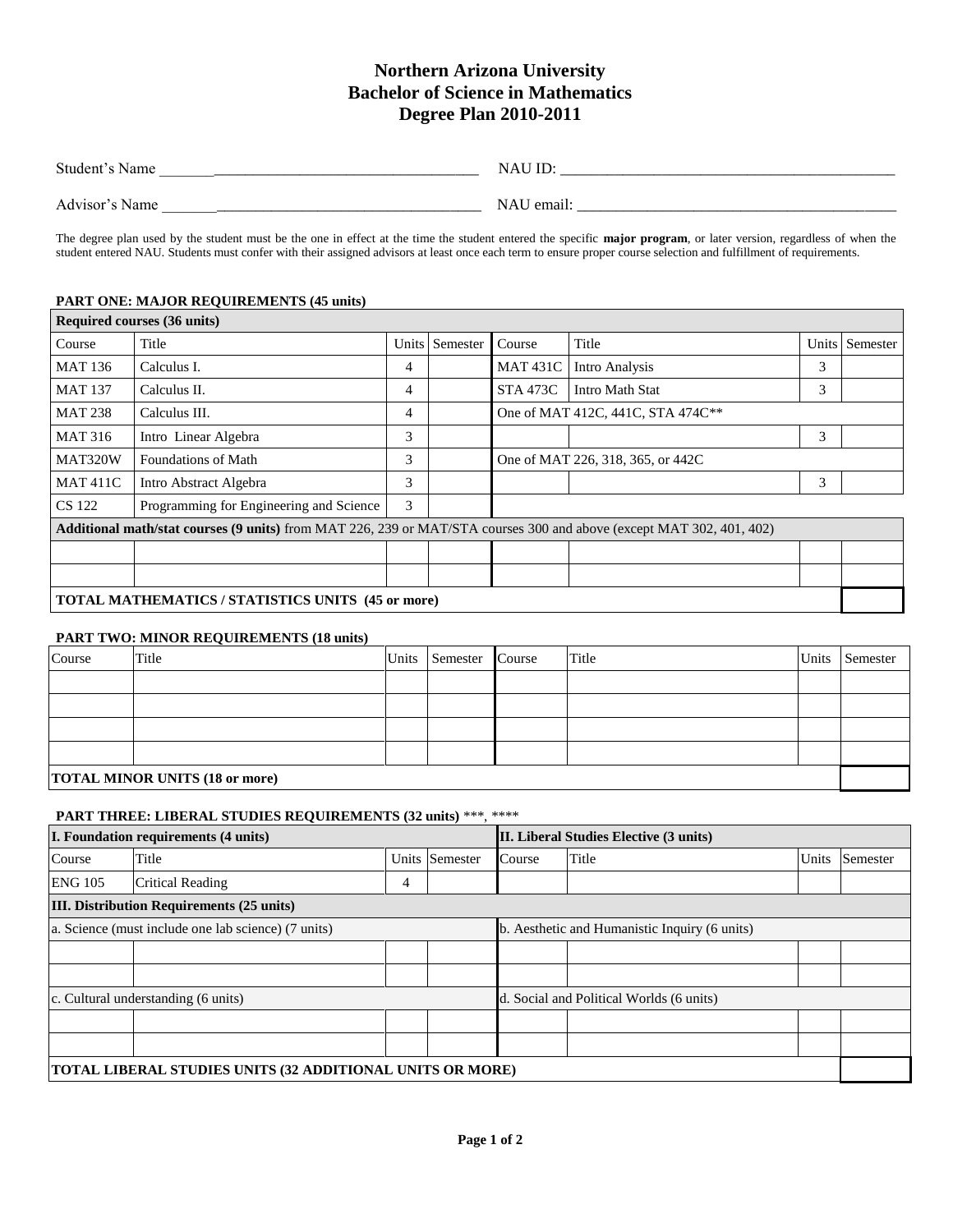# Northern Arizona University
# Bachelor of Science in Mathematics
# Degree Plan 2010-2011

Student's Name ________________________________________ NAU ID: ________________________________________

Advisor's Name ________________________________________ NAU email: ________________________________________

The degree plan used by the student must be the one in effect at the time the student entered the specific **major program**, or later version, regardless of when the student entered NAU. Students must confer with their assigned advisors at least once each term to ensure proper course selection and fulfillment of requirements.

### PART ONE: MAJOR REQUIREMENTS (45 units)

| **Required courses (36 units)** | | | | | | | |
|---|---|---|---|---|---|---|---|
| Course | Title | Units | Semester | Course | Title | Units | Semester |
| MAT 136 | Calculus I. | 4 | | MAT 431C | Intro Analysis | 3 | |
| MAT 137 | Calculus II. | 4 | | STA 473C | Intro Math Stat | 3 | |
| MAT 238 | Calculus III. | 4 | | One of MAT 412C, 441C, STA 474C** | | | |
| MAT 316 | Intro Linear Algebra | 3 | | | | 3 | |
| MAT320W | Foundations of Math | 3 | | One of MAT 226, 318, 365, or 442C | | | |
| MAT 411C | Intro Abstract Algebra | 3 | | | | 3 | |
| CS 122 | Programming for Engineering and Science | 3 | | | | | |
| **Additional math/stat courses (9 units)** from MAT 226, 239 or MAT/STA courses 300 and above (except MAT 302, 401, 402) | | | | | | | |
| | | | | | | | |
| | | | | | | | |
| **TOTAL MATHEMATICS / STATISTICS UNITS (45 or more)** | | | | | | | |

### PART TWO: MINOR REQUIREMENTS (18 units)

| Course | Title | Units | Semester | Course | Title | Units | Semester |
|---|---|---|---|---|---|---|---|
| | | | | | | | |
| | | | | | | | |
| | | | | | | | |
| | | | | | | | |
| **TOTAL MINOR UNITS (18 or more)** | | | | | | | |

### PART THREE: LIBERAL STUDIES REQUIREMENTS (32 units) ***, ****

| **I. Foundation requirements (4 units)** | | | | **II. Liberal Studies Elective (3 units)** | | | |
|---|---|---|---|---|---|---|---|
| Course | Title | Units | Semester | Course | Title | Units | Semester |
| ENG 105 | Critical Reading | 4 | | | | | |
| **III. Distribution Requirements (25 units)** | | | | | | | |
| a. Science (must include one lab science) (7 units) | | | | b. Aesthetic and Humanistic Inquiry (6 units) | | | |
| | | | | | | | |
| | | | | | | | |
| c. Cultural understanding (6 units) | | | | d. Social and Political Worlds (6 units) | | | |
| | | | | | | | |
| | | | | | | | |
| **TOTAL LIBERAL STUDIES UNITS (32 ADDITIONAL UNITS OR MORE)** | | | | | | | |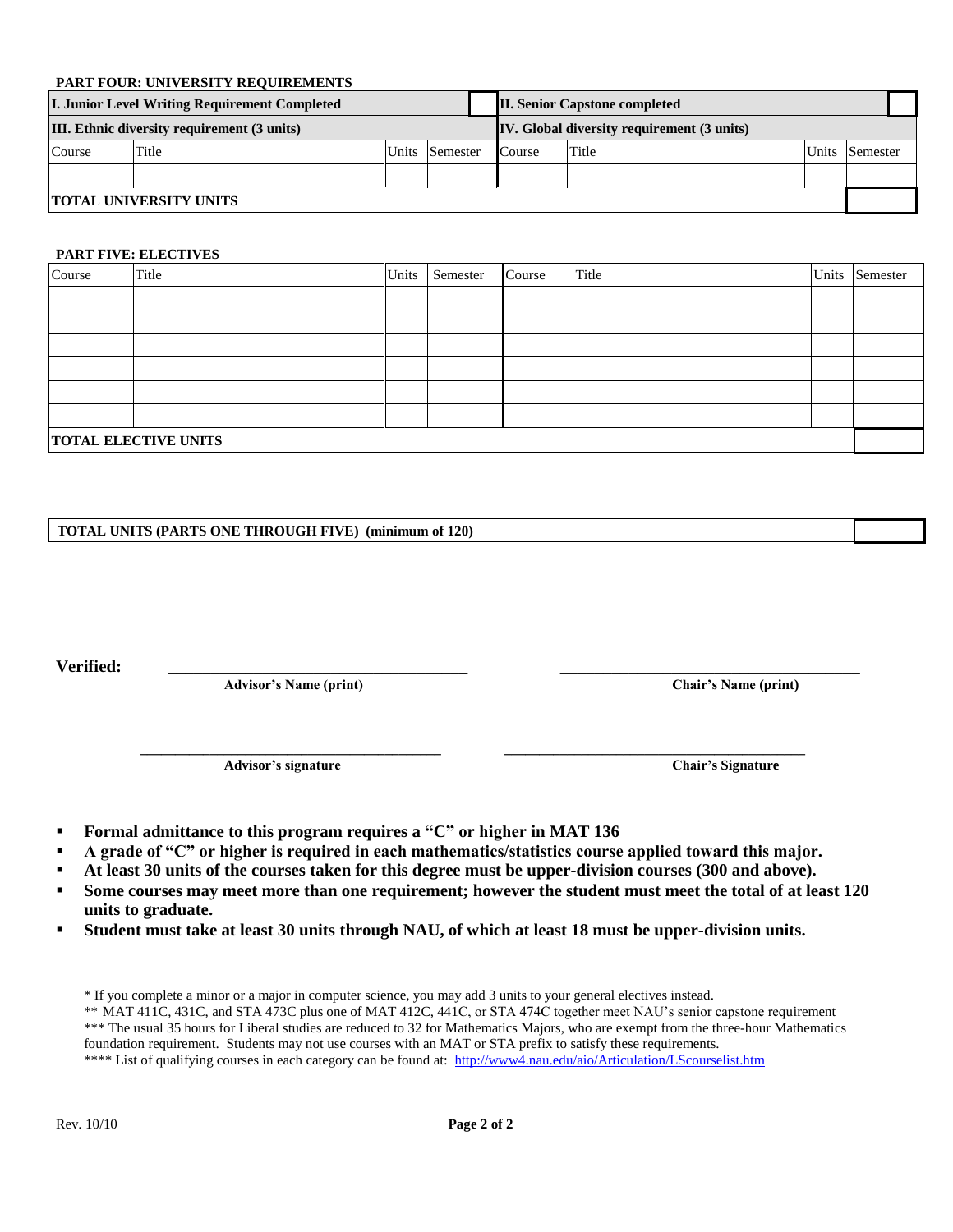**PART FOUR: UNIVERSITY REQUIREMENTS**

| | | | | | | | |
|---|---|---|---|---|---|---|---|
| **I. Junior Level Writing Requirement Completed** | | | | **II. Senior Capstone completed** | | | |
| **III. Ethnic diversity requirement (3 units)** | | | | **IV. Global diversity requirement (3 units)** | | | |
| Course | Title | Units | Semester | Course | Title | Units | Semester |
| | | | | | | | |
| **TOTAL UNIVERSITY UNITS** | | | | | | | |

**PART FIVE: ELECTIVES**

| Course | Title | Units | Semester | Course | Title | Units | Semester |
|---|---|---|---|---|---|---|---|
| | | | | | | | |
| | | | | | | | |
| | | | | | | | |
| | | | | | | | |
| | | | | | | | |
| | | | | | | | |
| **TOTAL ELECTIVE UNITS** | | | | | | | |

| | |
|---|---|
| **TOTAL UNITS (PARTS ONE THROUGH FIVE) (minimum of 120)** | |

**Verified:** \_\_\_\_\_\_\_\_\_\_\_\_\_\_\_\_\_\_\_\_\_\_\_\_\_\_\_\_\_\_\_\_\_\_\_\_ **Advisor's Name (print)** \_\_\_\_\_\_\_\_\_\_\_\_\_\_\_\_\_\_\_\_\_\_\_\_\_\_\_\_\_\_\_\_\_\_\_\_ **Chair's Name (print)**

\_\_\_\_\_\_\_\_\_\_\_\_\_\_\_\_\_\_\_\_\_\_\_\_\_\_\_\_\_\_\_\_\_\_\_\_ **Advisor's signature** \_\_\_\_\_\_\_\_\_\_\_\_\_\_\_\_\_\_\_\_\_\_\_\_\_\_\_\_\_\_\_\_\_\_\_\_ **Chair's Signature**

- **Formal admittance to this program requires a "C" or higher in MAT 136**
- **A grade of "C" or higher is required in each mathematics/statistics course applied toward this major.**
- **At least 30 units of the courses taken for this degree must be upper-division courses (300 and above).**
- **Some courses may meet more than one requirement; however the student must meet the total of at least 120 units to graduate.**
- **Student must take at least 30 units through NAU, of which at least 18 must be upper-division units.**

\* If you complete a minor or a major in computer science, you may add 3 units to your general electives instead.
\*\* MAT 411C, 431C, and STA 473C plus one of MAT 412C, 441C, or STA 474C together meet NAU's senior capstone requirement
\*\*\* The usual 35 hours for Liberal studies are reduced to 32 for Mathematics Majors, who are exempt from the three-hour Mathematics foundation requirement. Students may not use courses with an MAT or STA prefix to satisfy these requirements.
\*\*\*\* List of qualifying courses in each category can be found at: http://www4.nau.edu/aio/Articulation/LScourselist.htm

Rev. 10/10